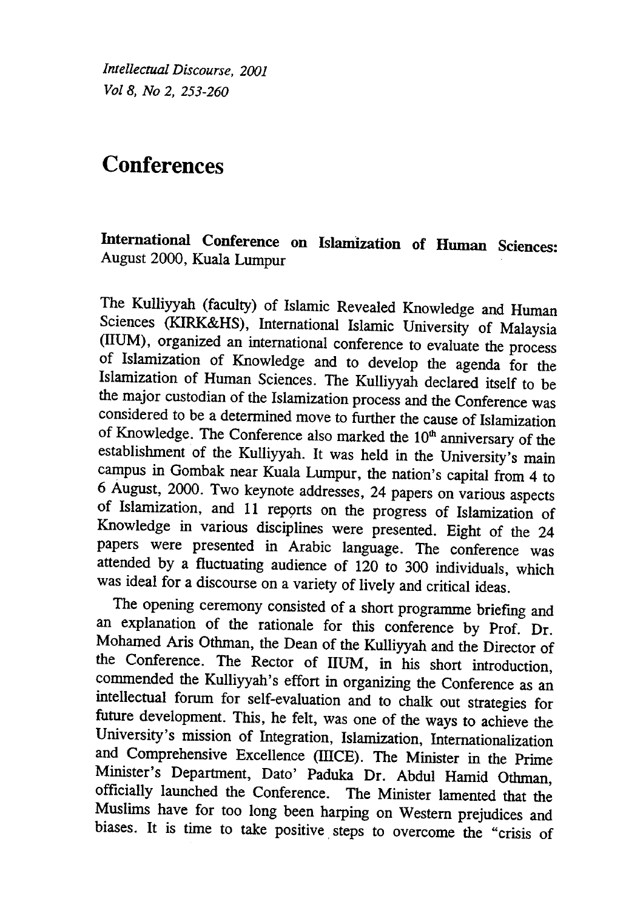# Conferences

**International Conference on Islamization of Human Sciences:** August 2000, Kuala Lumpur

The Kulliyyah (faculty) of Islamic Revealed Knowledge and Human Sciences (KIRK&HS), International Islamic University of Malaysia (IIUM), organized an international conference to evaluate the process of Islamization of Knowledge and to develop the agenda for the Islamization of Human Sciences. The Kulliyyah declared itself to be the major custodian of the Islamization process and the Conference was considered to be a determined move to further the cause of Islamization of Knowledge. The Conference also marked the 10th anniversary of the establishment of the Kulliyyah. It was held in the University's main campus in Gombak near Kuala Lumpur, the nation's capital from 4 to 6 August, 2000. Two keynote addresses, 24 papers on various aspects of Islamization, and 11 reports on the progress of Islamization of Knowledge in various disciplines were presented. Eight of the 24 papers were presented in Arabic language. The conference was attended by a fluctuating audience of 120 to 300 individuals, which was ideal for a discourse on a variety of lively and critical ideas.

The opening ceremony consisted of a short programme briefing and an explanation of the rationale for this conference by Prof. Dr. Mohamed Aris Othman, the Dean of the Kulliyyah and the Director of the Conference. The Rector of IIUM, in his short introduction, commended the Kulliyyah's effort in organizing the Conference as an intellectual forum for self-evaluation and to chalk out strategies for future development. This, he felt, was one of the ways to achieve the University's mission of Integration, Islamization, Internationalization and Comprehensive Excellence (IIICE). The Minister in the Prime Minister's Department, Dato' Paduka Dr. Abdul Hamid Othman, officially launched the Conference. The Minister lamented that the Muslims have for too long been harping on Western prejudices and biases. It is time to take positive steps to overcome the "crisis of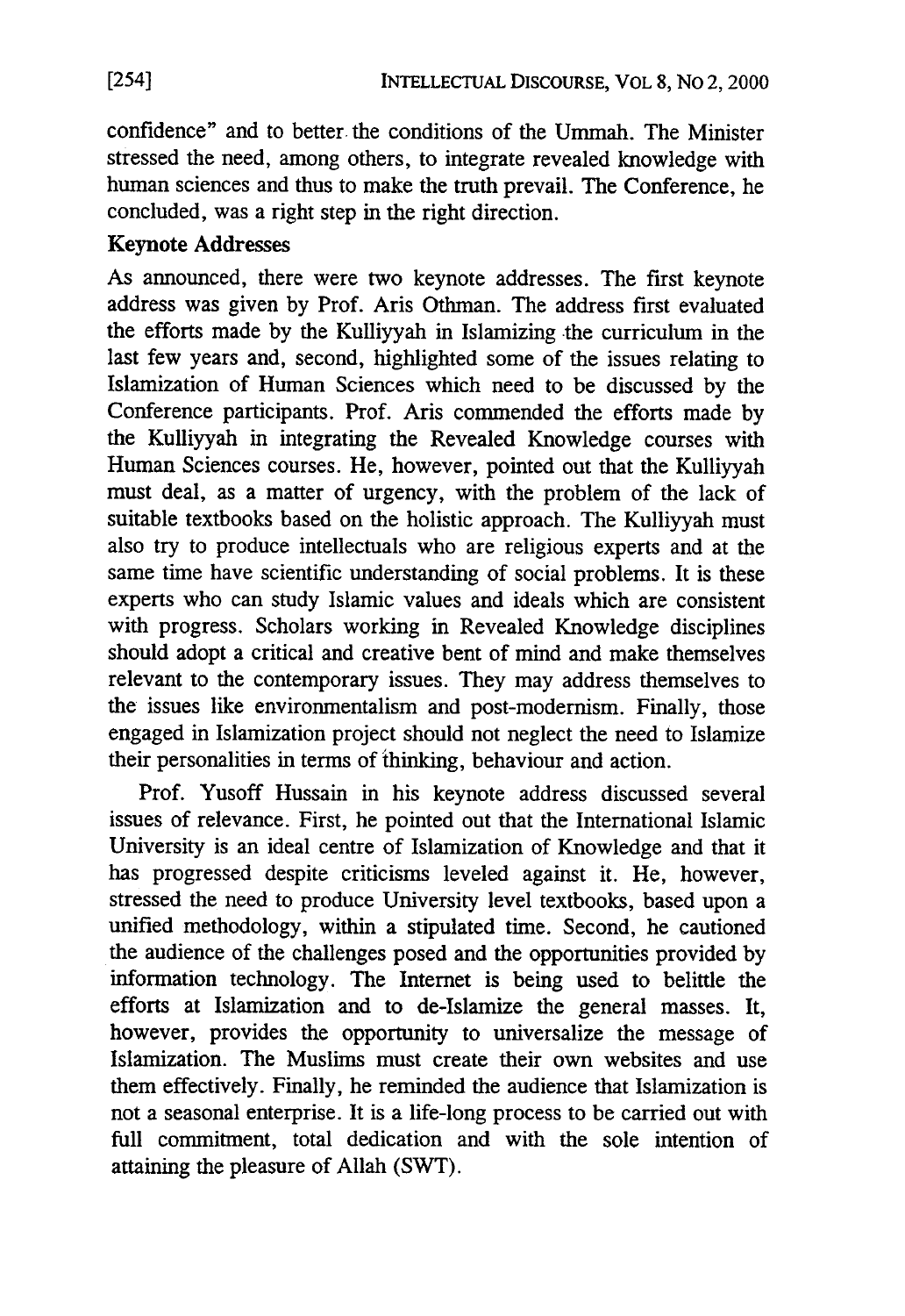confidence" and to better the conditions of the Ummah. The Minister stressed the need, among others, to integrate revealed knowledge with human sciences and thus to make the truth prevail. The Conference, he concluded, was a right step in the right direction.

**Keynote Addresses**

As announced, there were two keynote addresses. The first keynote address was given by Prof. Aris Othman. The address first evaluated the efforts made by the Kulliyyah in Islamizing the curriculum in the last few years and, second, highlighted some of the issues relating to Islamization of Human Sciences which need to be discussed by the Conference participants. Prof. Aris commended the efforts made by the Kulliyyah in integrating the Revealed Knowledge courses with Human Sciences courses. He, however, pointed out that the Kulliyyah must deal, as a matter of urgency, with the problem of the lack of suitable textbooks based on the holistic approach. The Kulliyyah must also try to produce intellectuals who are religious experts and at the same time have scientific understanding of social problems. It is these experts who can study Islamic values and ideals which are consistent with progress. Scholars working in Revealed Knowledge disciplines should adopt a critical and creative bent of mind and make themselves relevant to the contemporary issues. They may address themselves to the issues like environmentalism and post-modernism. Finally, those engaged in Islamization project should not neglect the need to Islamize their personalities in terms of thinking, behaviour and action.

Prof. Yusoff Hussain in his keynote address discussed several issues of relevance. First, he pointed out that the International Islamic University is an ideal centre of Islamization of Knowledge and that it has progressed despite criticisms leveled against it. He, however, stressed the need to produce University level textbooks, based upon a unified methodology, within a stipulated time. Second, he cautioned the audience of the challenges posed and the opportunities provided by information technology. The Internet is being used to belittle the efforts at Islamization and to de-Islamize the general masses. It, however, provides the opportunity to universalize the message of Islamization. The Muslims must create their own websites and use them effectively. Finally, he reminded the audience that Islamization is not a seasonal enterprise. It is a life-long process to be carried out with full commitment, total dedication and with the sole intention of attaining the pleasure of Allah (SWT).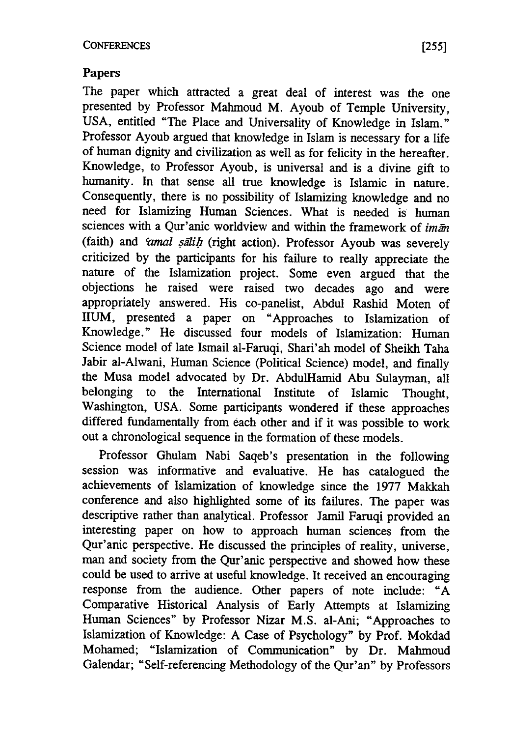## Papers

The paper which attracted a great deal of interest was the one presented by Professor Mahmoud M. Ayoub of Temple University, USA, entitled "The Place and Universality of Knowledge in Islam." Professor Ayoub argued that knowledge in Islam is necessary for a life of human dignity and civilization as well as for felicity in the hereafter. Knowledge, to Professor Ayoub, is universal and is a divine gift to humanity. In that sense all true knowledge is Islamic in nature. Consequently, there is no possibility of Islamizing knowledge and no need for Islamizing Human Sciences. What is needed is human sciences with a Qur'anic worldview and within the framework of *īmān* (faith) and *'amal ṣāliḥ* (right action). Professor Ayoub was severely criticized by the participants for his failure to really appreciate the nature of the Islamization project. Some even argued that the objections he raised were raised two decades ago and were appropriately answered. His co-panelist, Abdul Rashid Moten of IIUM, presented a paper on "Approaches to Islamization of Knowledge." He discussed four models of Islamization: Human Science model of late Ismail al-Faruqi, Shari'ah model of Sheikh Taha Jabir al-Alwani, Human Science (Political Science) model, and finally the Musa model advocated by Dr. AbdulHamid Abu Sulayman, all belonging to the International Institute of Islamic Thought, Washington, USA. Some participants wondered if these approaches differed fundamentally from each other and if it was possible to work out a chronological sequence in the formation of these models.

Professor Ghulam Nabi Saqeb's presentation in the following session was informative and evaluative. He has catalogued the achievements of Islamization of knowledge since the 1977 Makkah conference and also highlighted some of its failures. The paper was descriptive rather than analytical. Professor Jamil Faruqi provided an interesting paper on how to approach human sciences from the Qur'anic perspective. He discussed the principles of reality, universe, man and society from the Qur'anic perspective and showed how these could be used to arrive at useful knowledge. It received an encouraging response from the audience. Other papers of note include: "A Comparative Historical Analysis of Early Attempts at Islamizing Human Sciences" by Professor Nizar M.S. al-Ani; "Approaches to Islamization of Knowledge: A Case of Psychology" by Prof. Mokdad Mohamed; "Islamization of Communication" by Dr. Mahmoud Galendar; "Self-referencing Methodology of the Qur'an" by Professors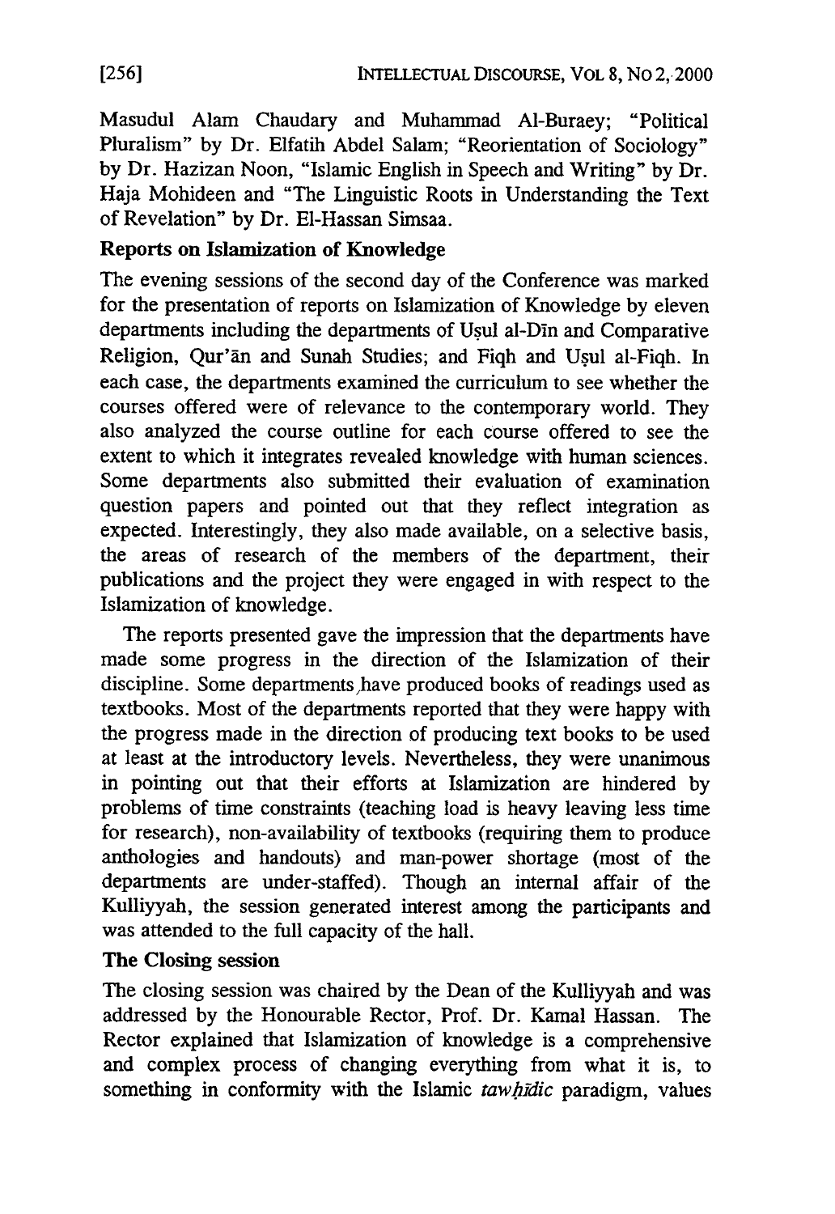Masudul Alam Chaudary and Muhammad Al-Buraey; "Political Pluralism" by Dr. Elfatih Abdel Salam; "Reorientation of Sociology" by Dr. Hazizan Noon, "Islamic English in Speech and Writing" by Dr. Haja Mohideen and "The Linguistic Roots in Understanding the Text of Revelation" by Dr. El-Hassan Simsaa.

**Reports on Islamization of Knowledge**

The evening sessions of the second day of the Conference was marked for the presentation of reports on Islamization of Knowledge by eleven departments including the departments of Uṣul al-Dīn and Comparative Religion, Qur'ān and Sunah Studies; and Fiqh and Uṣul al-Fiqh. In each case, the departments examined the curriculum to see whether the courses offered were of relevance to the contemporary world. They also analyzed the course outline for each course offered to see the extent to which it integrates revealed knowledge with human sciences. Some departments also submitted their evaluation of examination question papers and pointed out that they reflect integration as expected. Interestingly, they also made available, on a selective basis, the areas of research of the members of the department, their publications and the project they were engaged in with respect to the Islamization of knowledge.

The reports presented gave the impression that the departments have made some progress in the direction of the Islamization of their discipline. Some departments have produced books of readings used as textbooks. Most of the departments reported that they were happy with the progress made in the direction of producing text books to be used at least at the introductory levels. Nevertheless, they were unanimous in pointing out that their efforts at Islamization are hindered by problems of time constraints (teaching load is heavy leaving less time for research), non-availability of textbooks (requiring them to produce anthologies and handouts) and man-power shortage (most of the departments are under-staffed). Though an internal affair of the Kulliyyah, the session generated interest among the participants and was attended to the full capacity of the hall.

**The Closing session**

The closing session was chaired by the Dean of the Kulliyyah and was addressed by the Honourable Rector, Prof. Dr. Kamal Hassan. The Rector explained that Islamization of knowledge is a comprehensive and complex process of changing everything from what it is, to something in conformity with the Islamic *tawḥīdic* paradigm, values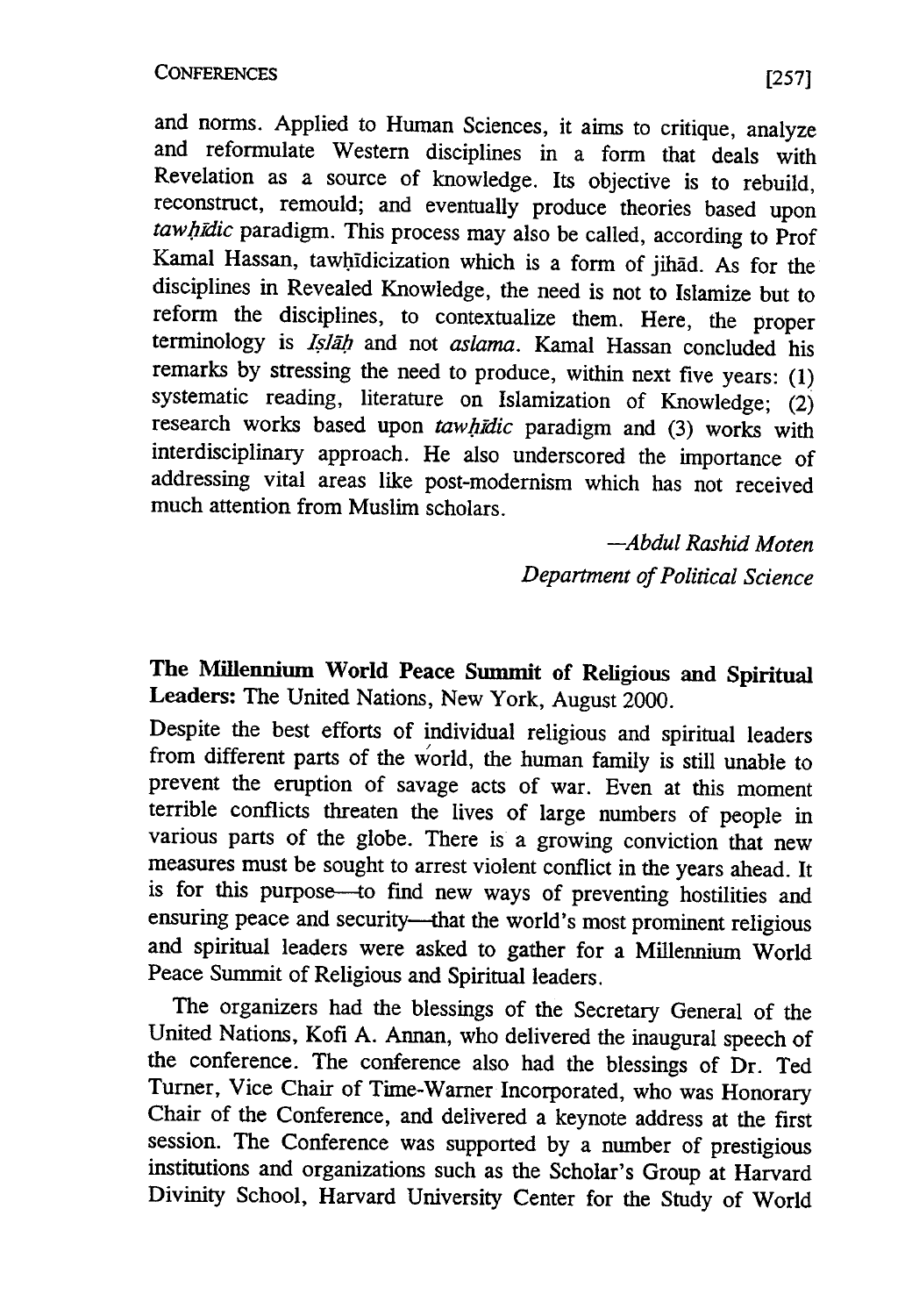and norms. Applied to Human Sciences, it aims to critique, analyze and reformulate Western disciplines in a form that deals with Revelation as a source of knowledge. Its objective is to rebuild, reconstruct, remould; and eventually produce theories based upon *tawḥīdic* paradigm. This process may also be called, according to Prof Kamal Hassan, tawḥīdicization which is a form of jihād. As for the disciplines in Revealed Knowledge, the need is not to Islamize but to reform the disciplines, to contextualize them. Here, the proper terminology is *Iṣlāḥ* and not *aslama*. Kamal Hassan concluded his remarks by stressing the need to produce, within next five years: (1) systematic reading, literature on Islamization of Knowledge; (2) research works based upon *tawḥīdic* paradigm and (3) works with interdisciplinary approach. He also underscored the importance of addressing vital areas like post-modernism which has not received much attention from Muslim scholars.

*—Abdul Rashid Moten*
*Department of Political Science*

**The Millennium World Peace Summit of Religious and Spiritual Leaders:** The United Nations, New York, August 2000.

Despite the best efforts of individual religious and spiritual leaders from different parts of the world, the human family is still unable to prevent the eruption of savage acts of war. Even at this moment terrible conflicts threaten the lives of large numbers of people in various parts of the globe. There is a growing conviction that new measures must be sought to arrest violent conflict in the years ahead. It is for this purpose—to find new ways of preventing hostilities and ensuring peace and security—that the world's most prominent religious and spiritual leaders were asked to gather for a Millennium World Peace Summit of Religious and Spiritual leaders.

The organizers had the blessings of the Secretary General of the United Nations, Kofi A. Annan, who delivered the inaugural speech of the conference. The conference also had the blessings of Dr. Ted Turner, Vice Chair of Time-Warner Incorporated, who was Honorary Chair of the Conference, and delivered a keynote address at the first session. The Conference was supported by a number of prestigious institutions and organizations such as the Scholar's Group at Harvard Divinity School, Harvard University Center for the Study of World